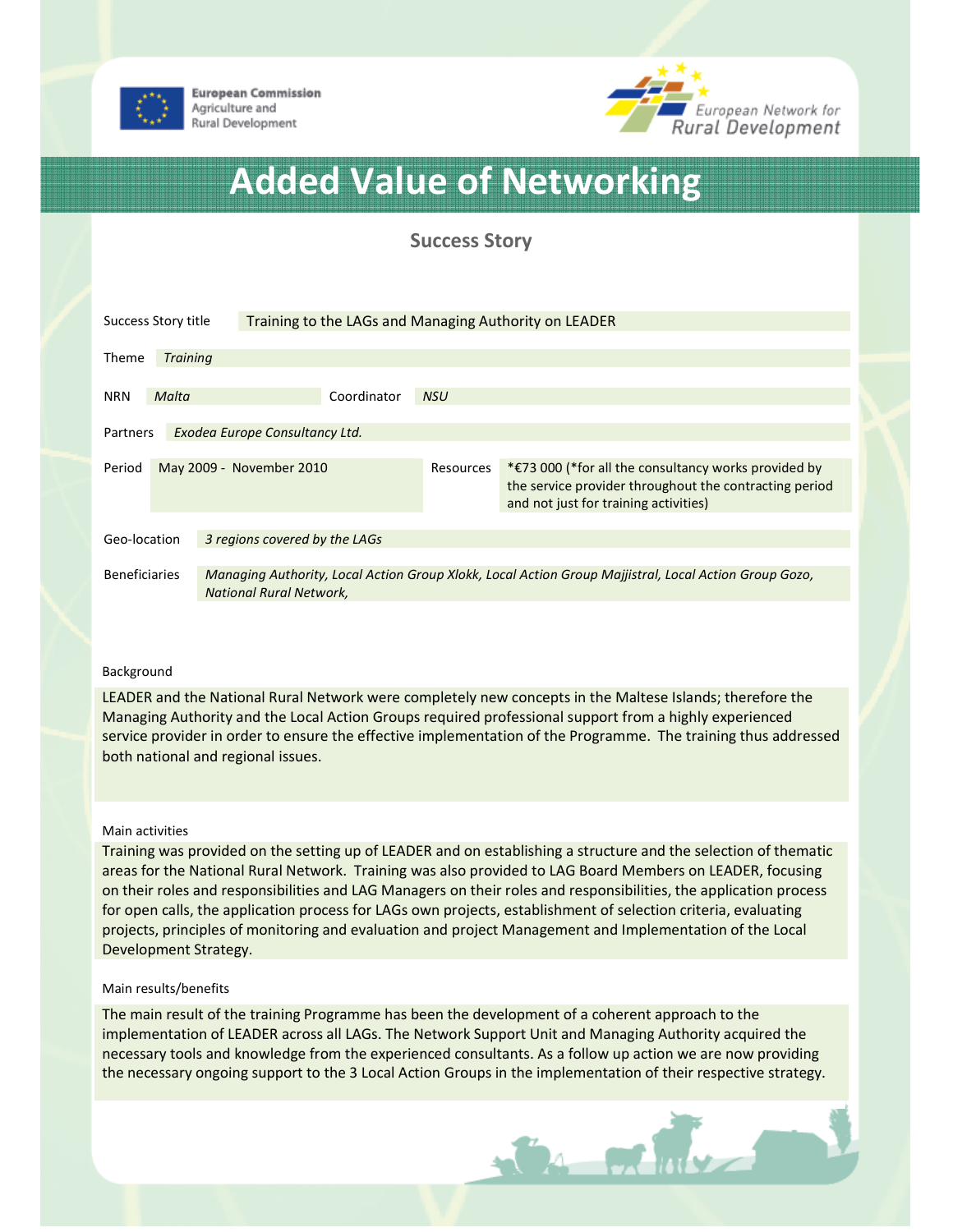European Commission
Agriculture and
Rural Development

European Network for
Rural Development

# Added Value of Networking

## Success Story

| | |
|---|---|
| Success Story title | Training to the LAGs and Managing Authority on LEADER |
| Theme | *Training* |
| NRN | *Malta* |
| Coordinator | *NSU* |
| Partners | *Exodea Europe Consultancy Ltd.* |
| Period | May 2009 - November 2010 |
| Resources | *€73 000 (*for all the consultancy works provided by the service provider throughout the contracting period and not just for training activities) |
| Geo-location | *3 regions covered by the LAGs* |
| Beneficiaries | *Managing Authority, Local Action Group Xlokk, Local Action Group Majjistral, Local Action Group Gozo, National Rural Network,* |

### Background

LEADER and the National Rural Network were completely new concepts in the Maltese Islands; therefore the Managing Authority and the Local Action Groups required professional support from a highly experienced service provider in order to ensure the effective implementation of the Programme. The training thus addressed both national and regional issues.

### Main activities

Training was provided on the setting up of LEADER and on establishing a structure and the selection of thematic areas for the National Rural Network. Training was also provided to LAG Board Members on LEADER, focusing on their roles and responsibilities and LAG Managers on their roles and responsibilities, the application process for open calls, the application process for LAGs own projects, establishment of selection criteria, evaluating projects, principles of monitoring and evaluation and project Management and Implementation of the Local Development Strategy.

### Main results/benefits

The main result of the training Programme has been the development of a coherent approach to the implementation of LEADER across all LAGs. The Network Support Unit and Managing Authority acquired the necessary tools and knowledge from the experienced consultants. As a follow up action we are now providing the necessary ongoing support to the 3 Local Action Groups in the implementation of their respective strategy.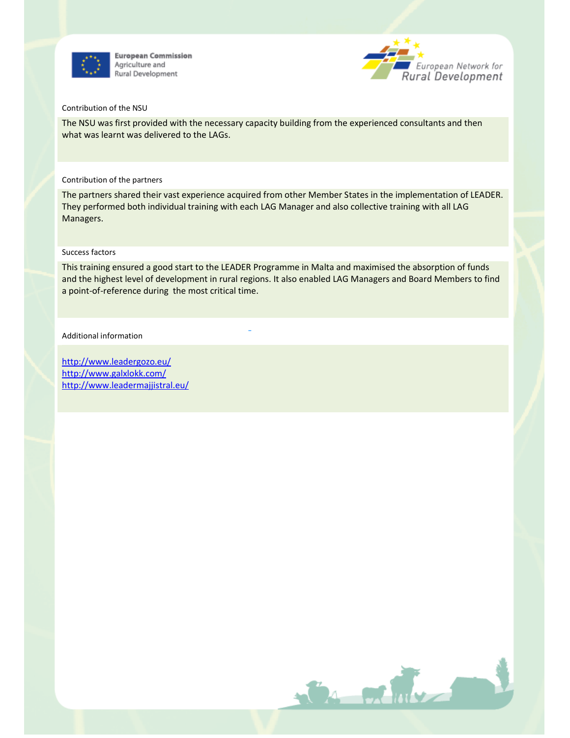### Contribution of the NSU

The NSU was first provided with the necessary capacity building from the experienced consultants and then what was learnt was delivered to the LAGs.

### Contribution of the partners

The partners shared their vast experience acquired from other Member States in the implementation of LEADER. They performed both individual training with each LAG Manager and also collective training with all LAG Managers.

### Success factors

This training ensured a good start to the LEADER Programme in Malta and maximised the absorption of funds and the highest level of development in rural regions. It also enabled LAG Managers and Board Members to find a point-of-reference during the most critical time.

### Additional information

http://www.leadergozo.eu/
http://www.galxlokk.com/
http://www.leadermajjistral.eu/